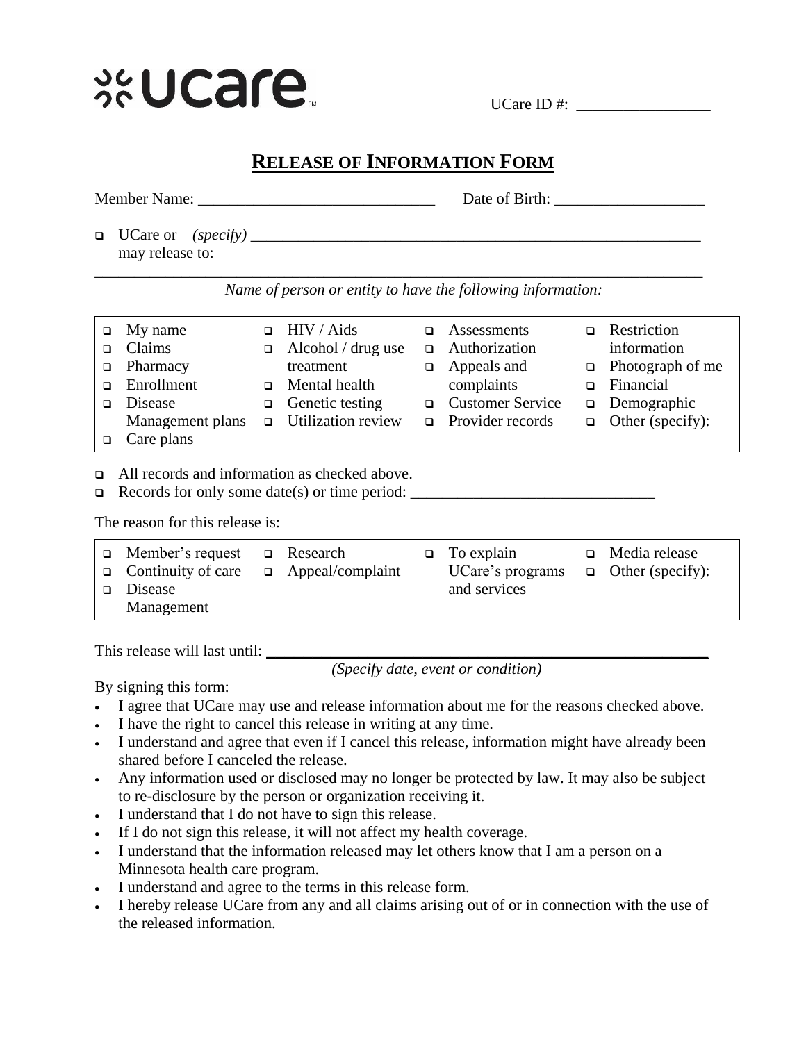ucare

UCare ID #: ________________

# RELEASE OF INFORMATION FORM

Member Name: ______________________________ Date of Birth: ___________________

- ❑ UCare or *(specify)* ____________________________________________________________ may release to:

_______________________________________________________________________________

*Name of person or entity to have the following information:*

| | | | |
|---|---|---|---|
| ❑ My name | ❑ HIV / Aids | ❑ Assessments | ❑ Restriction information |
| ❑ Claims | ❑ Alcohol / drug use treatment | ❑ Authorization | ❑ Photograph of me |
| ❑ Pharmacy | ❑ Mental health | ❑ Appeals and complaints | ❑ Financial |
| ❑ Enrollment | ❑ Genetic testing | ❑ Customer Service | ❑ Demographic |
| ❑ Disease Management plans | ❑ Utilization review | ❑ Provider records | ❑ Other (specify): |
| ❑ Care plans | | | |

- ❑ All records and information as checked above.
- ❑ Records for only some date(s) or time period: ______________________________

The reason for this release is:

| | | | |
|---|---|---|---|
| ❑ Member's request | ❑ Research | ❑ To explain UCare's programs and services | ❑ Media release |
| ❑ Continuity of care | ❑ Appeal/complaint | | ❑ Other (specify): |
| ❑ Disease Management | | | |

This release will last until: ________________________________________________

*(Specify date, event or condition)*

By signing this form:

- I agree that UCare may use and release information about me for the reasons checked above.
- I have the right to cancel this release in writing at any time.
- I understand and agree that even if I cancel this release, information might have already been shared before I canceled the release.
- Any information used or disclosed may no longer be protected by law. It may also be subject to re-disclosure by the person or organization receiving it.
- I understand that I do not have to sign this release.
- If I do not sign this release, it will not affect my health coverage.
- I understand that the information released may let others know that I am a person on a Minnesota health care program.
- I understand and agree to the terms in this release form.
- I hereby release UCare from any and all claims arising out of or in connection with the use of the released information.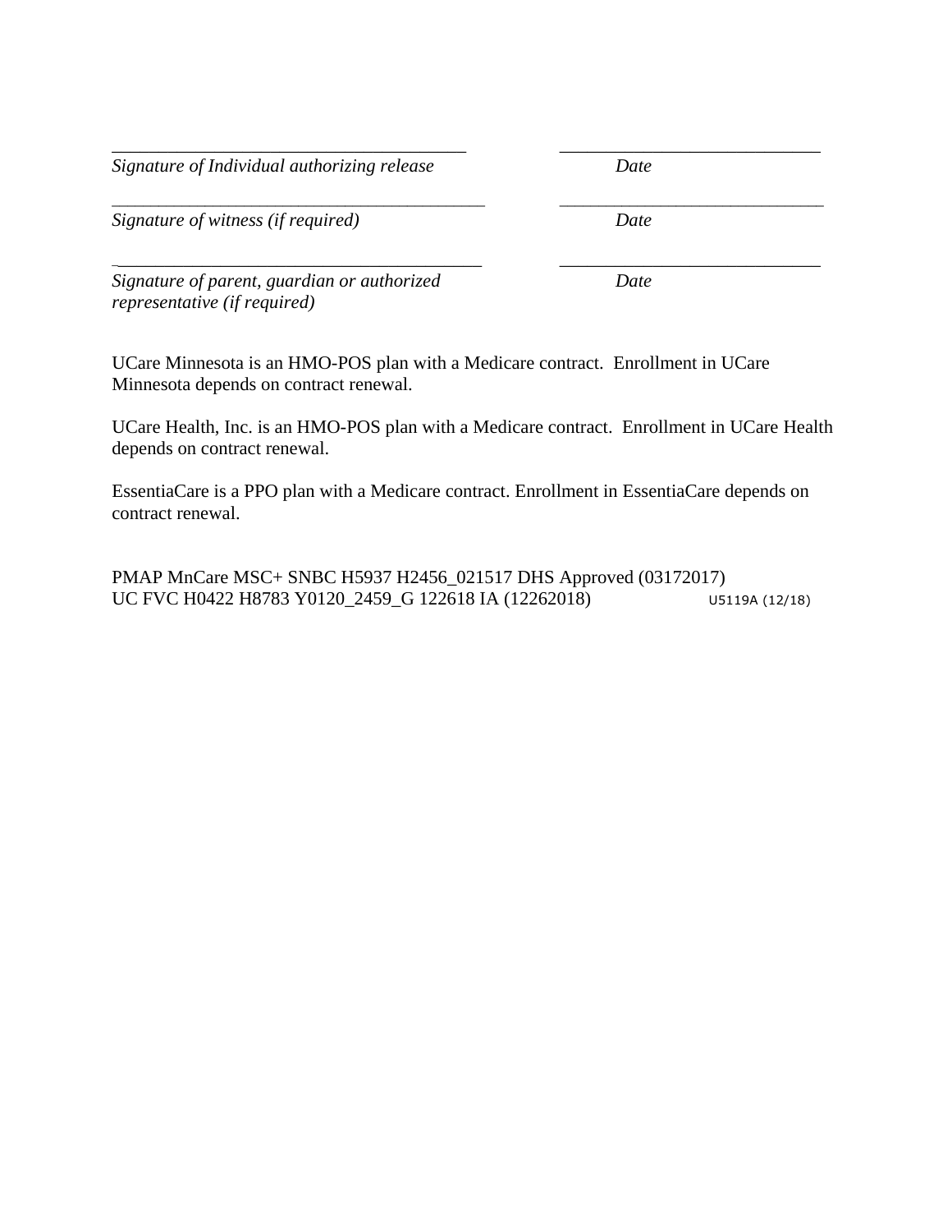\_\_\_\_\_\_\_\_\_\_\_\_\_\_\_\_\_\_\_\_\_\_\_\_\_\_\_\_\_\_\_\_\_\_\_\_\_\_\_ \_\_\_\_\_\_\_\_\_\_\_\_\_\_\_\_\_\_\_\_\_\_\_\_\_\_\_\_\_
*Signature of Individual authorizing release* *Date*

\_\_\_\_\_\_\_\_\_\_\_\_\_\_\_\_\_\_\_\_\_\_\_\_\_\_\_\_\_\_\_\_\_\_\_\_\_\_\_ \_\_\_\_\_\_\_\_\_\_\_\_\_\_\_\_\_\_\_\_\_\_\_\_\_\_\_\_\_
*Signature of witness (if required)* *Date*

\_\_\_\_\_\_\_\_\_\_\_\_\_\_\_\_\_\_\_\_\_\_\_\_\_\_\_\_\_\_\_\_\_\_\_\_\_\_\_ \_\_\_\_\_\_\_\_\_\_\_\_\_\_\_\_\_\_\_\_\_\_\_\_\_\_\_\_\_
*Signature of parent, guardian or authorized representative (if required)* *Date*

UCare Minnesota is an HMO-POS plan with a Medicare contract. Enrollment in UCare Minnesota depends on contract renewal.

UCare Health, Inc. is an HMO-POS plan with a Medicare contract. Enrollment in UCare Health depends on contract renewal.

EssentiaCare is a PPO plan with a Medicare contract. Enrollment in EssentiaCare depends on contract renewal.

PMAP MnCare MSC+ SNBC H5937 H2456_021517 DHS Approved (03172017)
UC FVC H0422 H8783 Y0120_2459_G 122618 IA (12262018) U5119A (12/18)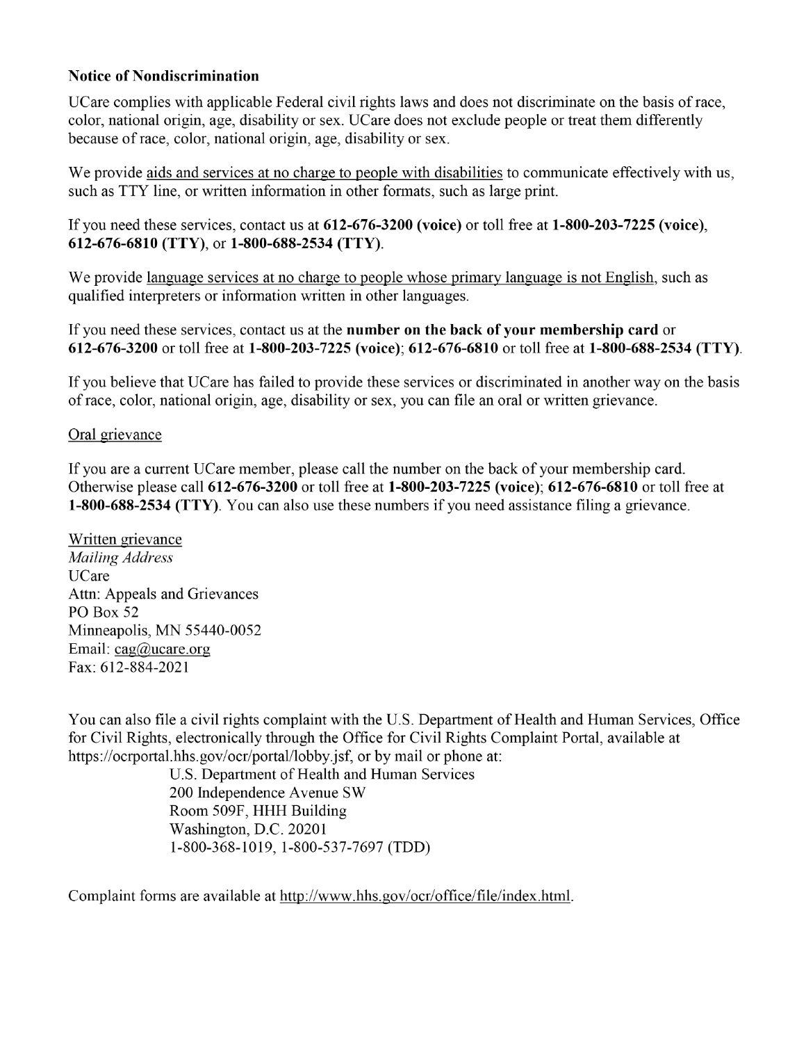**Notice of Nondiscrimination**

UCare complies with applicable Federal civil rights laws and does not discriminate on the basis of race, color, national origin, age, disability or sex. UCare does not exclude people or treat them differently because of race, color, national origin, age, disability or sex.

We provide aids and services at no charge to people with disabilities to communicate effectively with us, such as TTY line, or written information in other formats, such as large print.

If you need these services, contact us at **612-676-3200 (voice)** or toll free at **1-800-203-7225 (voice)**, **612-676-6810 (TTY)**, or **1-800-688-2534 (TTY)**.

We provide language services at no charge to people whose primary language is not English, such as qualified interpreters or information written in other languages.

If you need these services, contact us at the **number on the back of your membership card** or **612-676-3200** or toll free at **1-800-203-7225 (voice)**; **612-676-6810** or toll free at **1-800-688-2534 (TTY)**.

If you believe that UCare has failed to provide these services or discriminated in another way on the basis of race, color, national origin, age, disability or sex, you can file an oral or written grievance.

Oral grievance

If you are a current UCare member, please call the number on the back of your membership card. Otherwise please call **612-676-3200** or toll free at **1-800-203-7225 (voice)**; **612-676-6810** or toll free at **1-800-688-2534 (TTY)**. You can also use these numbers if you need assistance filing a grievance.

Written grievance
*Mailing Address*
UCare
Attn: Appeals and Grievances
PO Box 52
Minneapolis, MN 55440-0052
Email: cag@ucare.org
Fax: 612-884-2021

You can also file a civil rights complaint with the U.S. Department of Health and Human Services, Office for Civil Rights, electronically through the Office for Civil Rights Complaint Portal, available at https://ocrportal.hhs.gov/ocr/portal/lobby.jsf, or by mail or phone at:

U.S. Department of Health and Human Services
200 Independence Avenue SW
Room 509F, HHH Building
Washington, D.C. 20201
1-800-368-1019, 1-800-537-7697 (TDD)

Complaint forms are available at http://www.hhs.gov/ocr/office/file/index.html.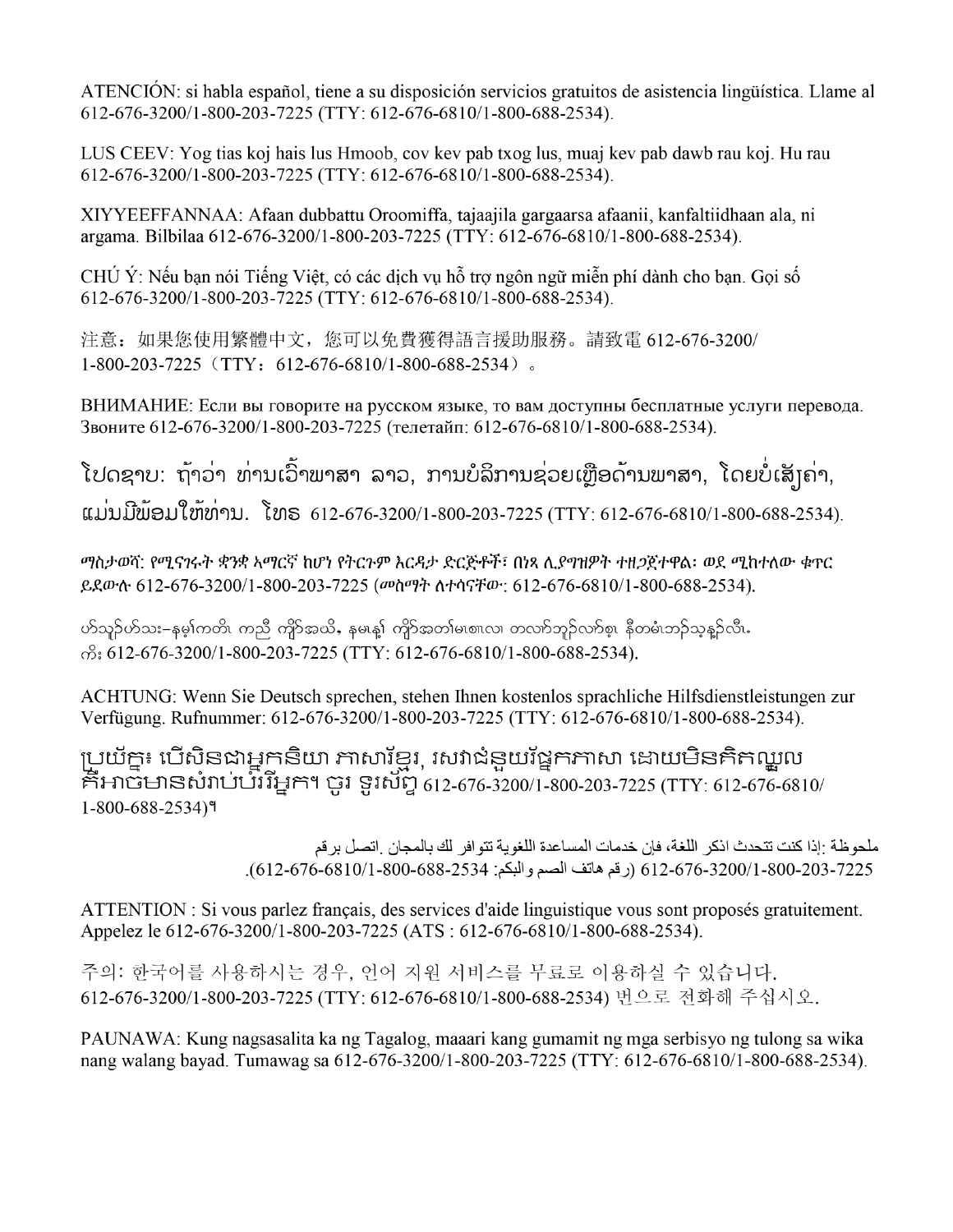ATENCIÓN: si habla español, tiene a su disposición servicios gratuitos de asistencia lingüística. Llame al 612-676-3200/1-800-203-7225 (TTY: 612-676-6810/1-800-688-2534).

LUS CEEV: Yog tias koj hais lus Hmoob, cov kev pab txog lus, muaj kev pab dawb rau koj. Hu rau 612-676-3200/1-800-203-7225 (TTY: 612-676-6810/1-800-688-2534).

XIYYEEFFANNAA: Afaan dubbattu Oroomiffa, tajaajila gargaarsa afaanii, kanfaltiidhaan ala, ni argama. Bilbilaa 612-676-3200/1-800-203-7225 (TTY: 612-676-6810/1-800-688-2534).

CHÚ Ý: Nếu bạn nói Tiếng Việt, có các dịch vụ hỗ trợ ngôn ngữ miễn phí dành cho bạn. Gọi số 612-676-3200/1-800-203-7225 (TTY: 612-676-6810/1-800-688-2534).

注意：如果您使用繁體中文，您可以免費獲得語言援助服務。請致電 612-676-3200/ 1-800-203-7225（TTY：612-676-6810/1-800-688-2534）。

ВНИМАНИЕ: Если вы говорите на русском языке, то вам доступны бесплатные услуги перевода. Звоните 612-676-3200/1-800-203-7225 (телетайп: 612-676-6810/1-800-688-2534).

ໂປດຊາບ: ຖ້າວ່າ ທ່ານເວົ້າພາສາ ລາວ, ການບໍລິການຊ່ວຍເຫຼືອດ້ານພາສາ, ໂດຍບໍ່ເສັຽຄ່າ, ແມ່ນມີພ້ອມໃຫ້ທ່ານ. ໂທຣ 612-676-3200/1-800-203-7225 (TTY: 612-676-6810/1-800-688-2534).

ማስታወሻ: የሚናገሩት ቋንቋ ኣማርኛ ከሆነ የትርጉም እርዳታ ድርጅቶች፣ በነጻ ሊያግዝዎት ተዘጋጀተዋል፡ ወደ ሚከተለው ቁጥር ይደውሉ 612-676-3200/1-800-203-7225 (መስማት ለተሳናቸው: 612-676-6810/1-800-688-2534).

ဟ်သူဉ်ဟ်သး–နမ့ၢ်ကတိၤ ကညီ ကျိာ်အယိ, နမၤန့ၢ် ကျိာ်အတၢ်မၤစၢၤလၢ တလၢာ်ဘူဉ်လၢာ်စ့ၢ် နီတမံၤဘၣ်သ့န့ၣ်လီၤ. ကိး 612-676-3200/1-800-203-7225 (TTY: 612-676-6810/1-800-688-2534).

ACHTUNG: Wenn Sie Deutsch sprechen, stehen Ihnen kostenlos sprachliche Hilfsdienstleistungen zur Verfügung. Rufnummer: 612-676-3200/1-800-203-7225 (TTY: 612-676-6810/1-800-688-2534).

ប្រយ័ត្ន៖ បើសិនជាអ្នកនិយាយ ភាសាខ្មែរ, សេវាជំនួយផ្នែកភាសា ដោយមិនគិតឈ្នួល គឺអាចមានសំរាប់បំរើអ្នក។ ចូរ ទូរស័ព្ទ 612-676-3200/1-800-203-7225 (TTY: 612-676-6810/ 1-800-688-2534)។

ملحوظة :إذا كنت تتحدث اذكر اللغة، فإن خدمات المساعدة اللغوية تتوافر لك بالمجان .اتصل برقم 612-676-3200/1-800-203-7225 (رقم هاتف الصم والبكم: 612-676-6810/1-800-688-2534).

ATTENTION : Si vous parlez français, des services d'aide linguistique vous sont proposés gratuitement. Appelez le 612-676-3200/1-800-203-7225 (ATS : 612-676-6810/1-800-688-2534).

주의: 한국어를 사용하시는 경우, 언어 지원 서비스를 무료로 이용하실 수 있습니다. 612-676-3200/1-800-203-7225 (TTY: 612-676-6810/1-800-688-2534) 번으로 전화해 주십시오.

PAUNAWA: Kung nagsasalita ka ng Tagalog, maaari kang gumamit ng mga serbisyo ng tulong sa wika nang walang bayad. Tumawag sa 612-676-3200/1-800-203-7225 (TTY: 612-676-6810/1-800-688-2534).